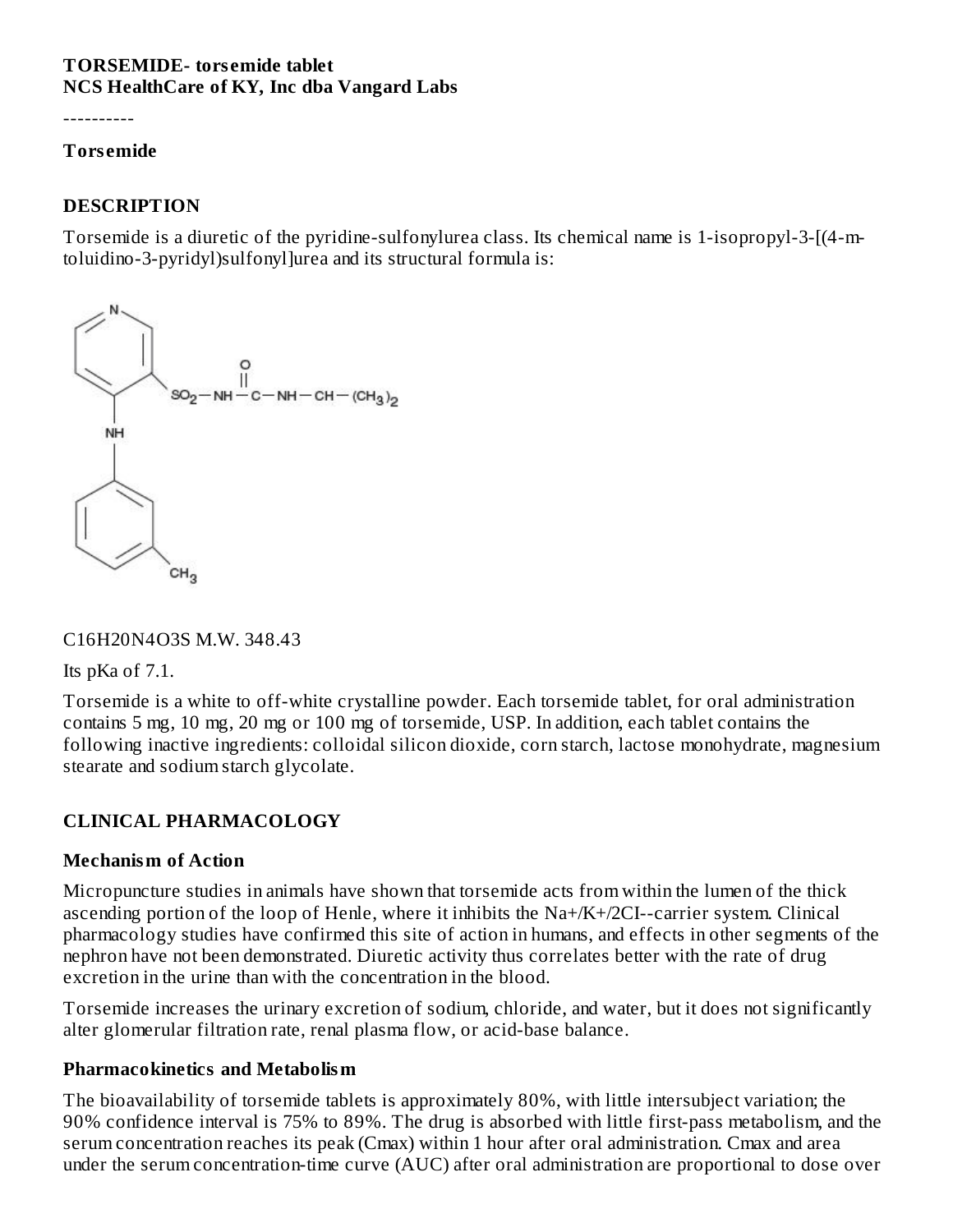**TORSEMIDE- torsemide tablet**
**NCS HealthCare of KY, Inc dba Vangard Labs**

----------

**Torsemide**

## DESCRIPTION

Torsemide is a diuretic of the pyridine-sulfonylurea class. Its chemical name is 1-isopropyl-3-[(4-m-toluidino-3-pyridyl)sulfonyl]urea and its structural formula is:

$C_{16}H_{20}N_4O_3S$ M.W. 348.43

Its pKa of 7.1.

Torsemide is a white to off-white crystalline powder. Each torsemide tablet, for oral administration contains 5 mg, 10 mg, 20 mg or 100 mg of torsemide, USP. In addition, each tablet contains the following inactive ingredients: colloidal silicon dioxide, corn starch, lactose monohydrate, magnesium stearate and sodium starch glycolate.

## CLINICAL PHARMACOLOGY

### Mechanism of Action

Micropuncture studies in animals have shown that torsemide acts from within the lumen of the thick ascending portion of the loop of Henle, where it inhibits the $Na^+/K^+/2Cl^-$-carrier system. Clinical pharmacology studies have confirmed this site of action in humans, and effects in other segments of the nephron have not been demonstrated. Diuretic activity thus correlates better with the rate of drug excretion in the urine than with the concentration in the blood.

Torsemide increases the urinary excretion of sodium, chloride, and water, but it does not significantly alter glomerular filtration rate, renal plasma flow, or acid-base balance.

### Pharmacokinetics and Metabolism

The bioavailability of torsemide tablets is approximately 80%, with little intersubject variation; the 90% confidence interval is 75% to 89%. The drug is absorbed with little first-pass metabolism, and the serum concentration reaches its peak ($C_{max}$) within 1 hour after oral administration. $C_{max}$ and area under the serum concentration-time curve (AUC) after oral administration are proportional to dose over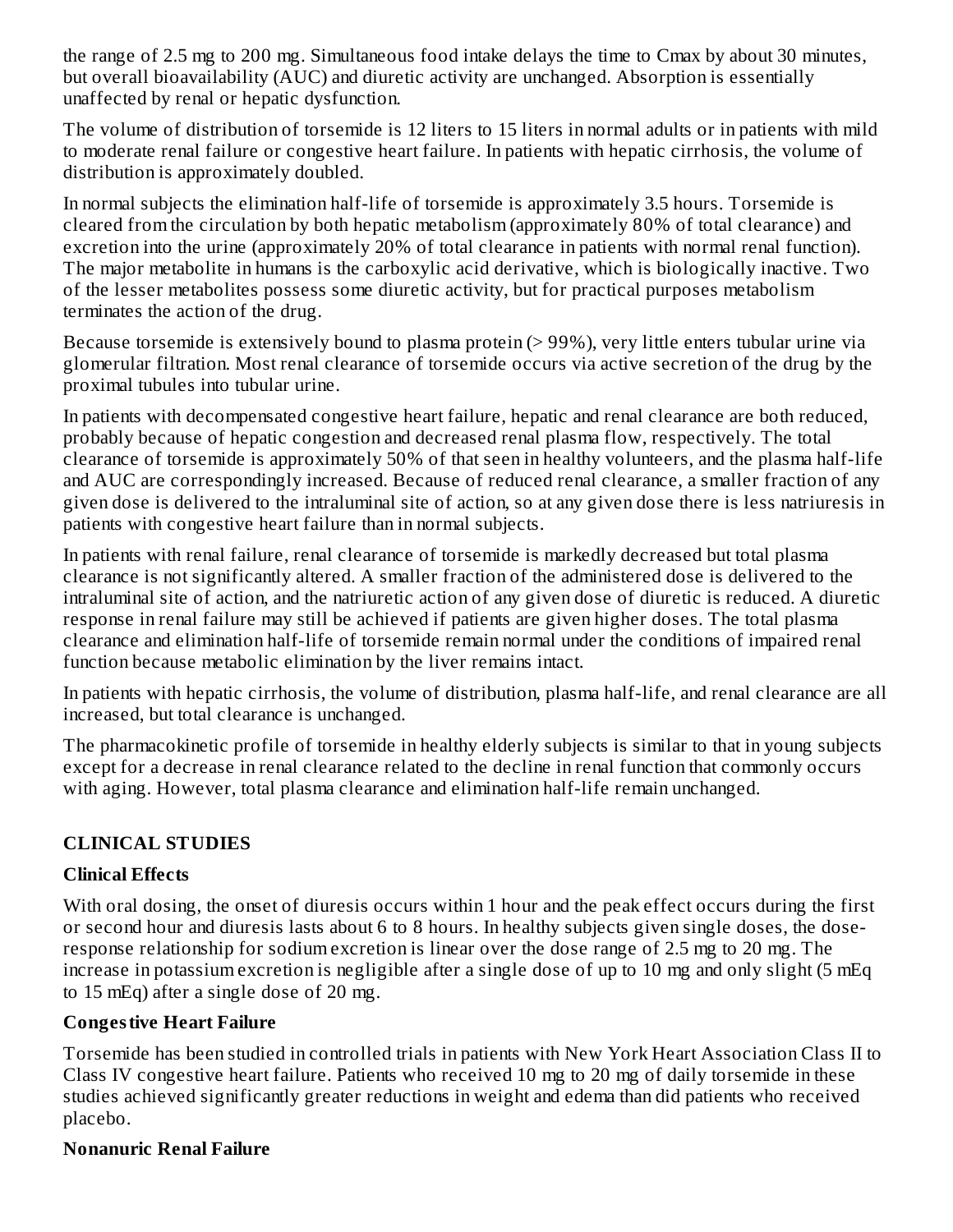the range of 2.5 mg to 200 mg. Simultaneous food intake delays the time to Cmax by about 30 minutes, but overall bioavailability (AUC) and diuretic activity are unchanged. Absorption is essentially unaffected by renal or hepatic dysfunction.

The volume of distribution of torsemide is 12 liters to 15 liters in normal adults or in patients with mild to moderate renal failure or congestive heart failure. In patients with hepatic cirrhosis, the volume of distribution is approximately doubled.

In normal subjects the elimination half-life of torsemide is approximately 3.5 hours. Torsemide is cleared from the circulation by both hepatic metabolism (approximately 80% of total clearance) and excretion into the urine (approximately 20% of total clearance in patients with normal renal function). The major metabolite in humans is the carboxylic acid derivative, which is biologically inactive. Two of the lesser metabolites possess some diuretic activity, but for practical purposes metabolism terminates the action of the drug.

Because torsemide is extensively bound to plasma protein (> 99%), very little enters tubular urine via glomerular filtration. Most renal clearance of torsemide occurs via active secretion of the drug by the proximal tubules into tubular urine.

In patients with decompensated congestive heart failure, hepatic and renal clearance are both reduced, probably because of hepatic congestion and decreased renal plasma flow, respectively. The total clearance of torsemide is approximately 50% of that seen in healthy volunteers, and the plasma half-life and AUC are correspondingly increased. Because of reduced renal clearance, a smaller fraction of any given dose is delivered to the intraluminal site of action, so at any given dose there is less natriuresis in patients with congestive heart failure than in normal subjects.

In patients with renal failure, renal clearance of torsemide is markedly decreased but total plasma clearance is not significantly altered. A smaller fraction of the administered dose is delivered to the intraluminal site of action, and the natriuretic action of any given dose of diuretic is reduced. A diuretic response in renal failure may still be achieved if patients are given higher doses. The total plasma clearance and elimination half-life of torsemide remain normal under the conditions of impaired renal function because metabolic elimination by the liver remains intact.

In patients with hepatic cirrhosis, the volume of distribution, plasma half-life, and renal clearance are all increased, but total clearance is unchanged.

The pharmacokinetic profile of torsemide in healthy elderly subjects is similar to that in young subjects except for a decrease in renal clearance related to the decline in renal function that commonly occurs with aging. However, total plasma clearance and elimination half-life remain unchanged.

## CLINICAL STUDIES

### Clinical Effects

With oral dosing, the onset of diuresis occurs within 1 hour and the peak effect occurs during the first or second hour and diuresis lasts about 6 to 8 hours. In healthy subjects given single doses, the dose-response relationship for sodium excretion is linear over the dose range of 2.5 mg to 20 mg. The increase in potassium excretion is negligible after a single dose of up to 10 mg and only slight (5 mEq to 15 mEq) after a single dose of 20 mg.

### Congestive Heart Failure

Torsemide has been studied in controlled trials in patients with New York Heart Association Class II to Class IV congestive heart failure. Patients who received 10 mg to 20 mg of daily torsemide in these studies achieved significantly greater reductions in weight and edema than did patients who received placebo.

### Nonanuric Renal Failure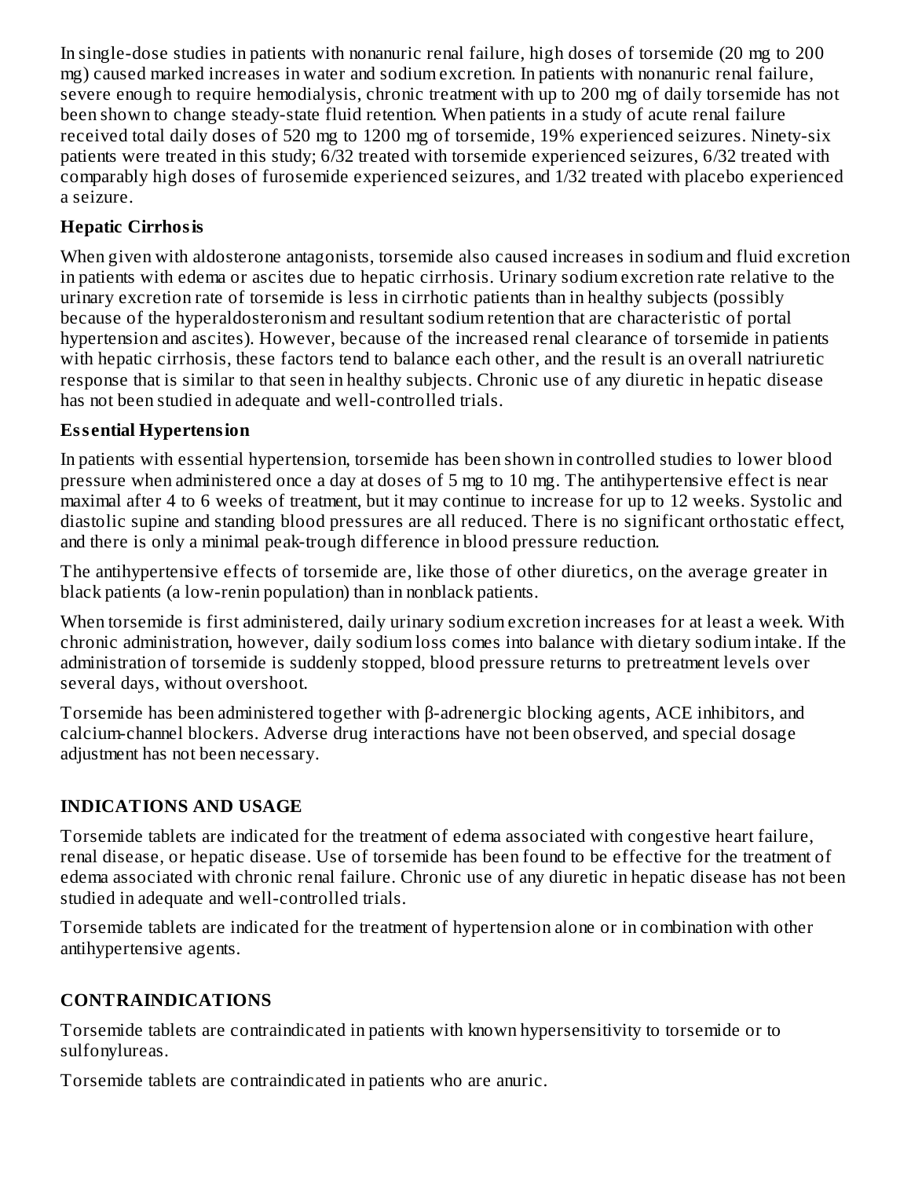In single-dose studies in patients with nonanuric renal failure, high doses of torsemide (20 mg to 200 mg) caused marked increases in water and sodium excretion. In patients with nonanuric renal failure, severe enough to require hemodialysis, chronic treatment with up to 200 mg of daily torsemide has not been shown to change steady-state fluid retention. When patients in a study of acute renal failure received total daily doses of 520 mg to 1200 mg of torsemide, 19% experienced seizures. Ninety-six patients were treated in this study; 6/32 treated with torsemide experienced seizures, 6/32 treated with comparably high doses of furosemide experienced seizures, and 1/32 treated with placebo experienced a seizure.

**Hepatic Cirrhosis**

When given with aldosterone antagonists, torsemide also caused increases in sodium and fluid excretion in patients with edema or ascites due to hepatic cirrhosis. Urinary sodium excretion rate relative to the urinary excretion rate of torsemide is less in cirrhotic patients than in healthy subjects (possibly because of the hyperaldosteronism and resultant sodium retention that are characteristic of portal hypertension and ascites). However, because of the increased renal clearance of torsemide in patients with hepatic cirrhosis, these factors tend to balance each other, and the result is an overall natriuretic response that is similar to that seen in healthy subjects. Chronic use of any diuretic in hepatic disease has not been studied in adequate and well-controlled trials.

**Essential Hypertension**

In patients with essential hypertension, torsemide has been shown in controlled studies to lower blood pressure when administered once a day at doses of 5 mg to 10 mg. The antihypertensive effect is near maximal after 4 to 6 weeks of treatment, but it may continue to increase for up to 12 weeks. Systolic and diastolic supine and standing blood pressures are all reduced. There is no significant orthostatic effect, and there is only a minimal peak-trough difference in blood pressure reduction.

The antihypertensive effects of torsemide are, like those of other diuretics, on the average greater in black patients (a low-renin population) than in nonblack patients.

When torsemide is first administered, daily urinary sodium excretion increases for at least a week. With chronic administration, however, daily sodium loss comes into balance with dietary sodium intake. If the administration of torsemide is suddenly stopped, blood pressure returns to pretreatment levels over several days, without overshoot.

Torsemide has been administered together with β-adrenergic blocking agents, ACE inhibitors, and calcium-channel blockers. Adverse drug interactions have not been observed, and special dosage adjustment has not been necessary.

## INDICATIONS AND USAGE

Torsemide tablets are indicated for the treatment of edema associated with congestive heart failure, renal disease, or hepatic disease. Use of torsemide has been found to be effective for the treatment of edema associated with chronic renal failure. Chronic use of any diuretic in hepatic disease has not been studied in adequate and well-controlled trials.

Torsemide tablets are indicated for the treatment of hypertension alone or in combination with other antihypertensive agents.

## CONTRAINDICATIONS

Torsemide tablets are contraindicated in patients with known hypersensitivity to torsemide or to sulfonylureas.

Torsemide tablets are contraindicated in patients who are anuric.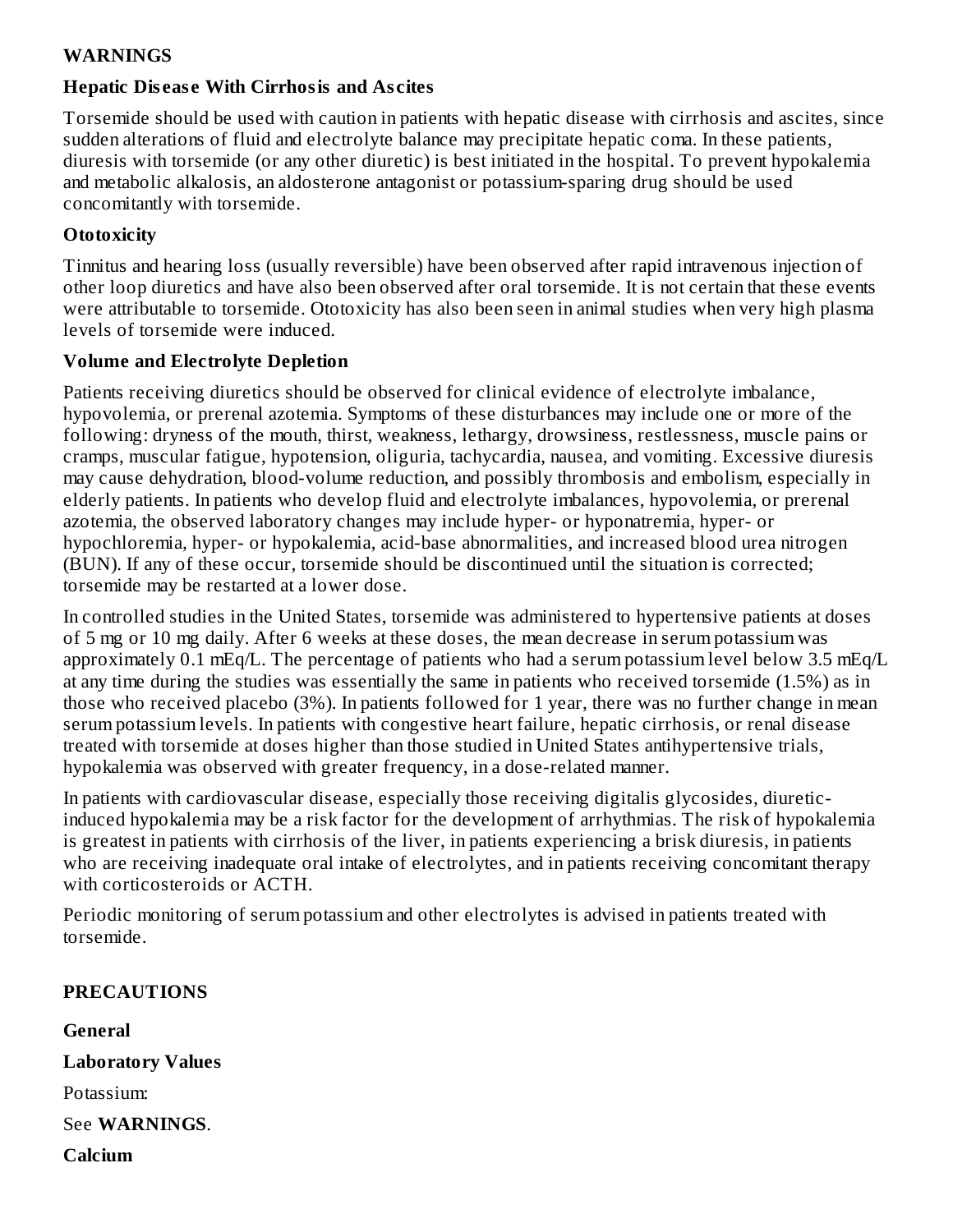## WARNINGS

### Hepatic Disease With Cirrhosis and Ascites

Torsemide should be used with caution in patients with hepatic disease with cirrhosis and ascites, since sudden alterations of fluid and electrolyte balance may precipitate hepatic coma. In these patients, diuresis with torsemide (or any other diuretic) is best initiated in the hospital. To prevent hypokalemia and metabolic alkalosis, an aldosterone antagonist or potassium-sparing drug should be used concomitantly with torsemide.

### Ototoxicity

Tinnitus and hearing loss (usually reversible) have been observed after rapid intravenous injection of other loop diuretics and have also been observed after oral torsemide. It is not certain that these events were attributable to torsemide. Ototoxicity has also been seen in animal studies when very high plasma levels of torsemide were induced.

### Volume and Electrolyte Depletion

Patients receiving diuretics should be observed for clinical evidence of electrolyte imbalance, hypovolemia, or prerenal azotemia. Symptoms of these disturbances may include one or more of the following: dryness of the mouth, thirst, weakness, lethargy, drowsiness, restlessness, muscle pains or cramps, muscular fatigue, hypotension, oliguria, tachycardia, nausea, and vomiting. Excessive diuresis may cause dehydration, blood-volume reduction, and possibly thrombosis and embolism, especially in elderly patients. In patients who develop fluid and electrolyte imbalances, hypovolemia, or prerenal azotemia, the observed laboratory changes may include hyper- or hyponatremia, hyper- or hypochloremia, hyper- or hypokalemia, acid-base abnormalities, and increased blood urea nitrogen (BUN). If any of these occur, torsemide should be discontinued until the situation is corrected; torsemide may be restarted at a lower dose.

In controlled studies in the United States, torsemide was administered to hypertensive patients at doses of 5 mg or 10 mg daily. After 6 weeks at these doses, the mean decrease in serum potassium was approximately 0.1 mEq/L. The percentage of patients who had a serum potassium level below 3.5 mEq/L at any time during the studies was essentially the same in patients who received torsemide (1.5%) as in those who received placebo (3%). In patients followed for 1 year, there was no further change in mean serum potassium levels. In patients with congestive heart failure, hepatic cirrhosis, or renal disease treated with torsemide at doses higher than those studied in United States antihypertensive trials, hypokalemia was observed with greater frequency, in a dose-related manner.

In patients with cardiovascular disease, especially those receiving digitalis glycosides, diuretic-induced hypokalemia may be a risk factor for the development of arrhythmias. The risk of hypokalemia is greatest in patients with cirrhosis of the liver, in patients experiencing a brisk diuresis, in patients who are receiving inadequate oral intake of electrolytes, and in patients receiving concomitant therapy with corticosteroids or ACTH.

Periodic monitoring of serum potassium and other electrolytes is advised in patients treated with torsemide.

## PRECAUTIONS

### General

### Laboratory Values

Potassium:

See **WARNINGS**.

**Calcium**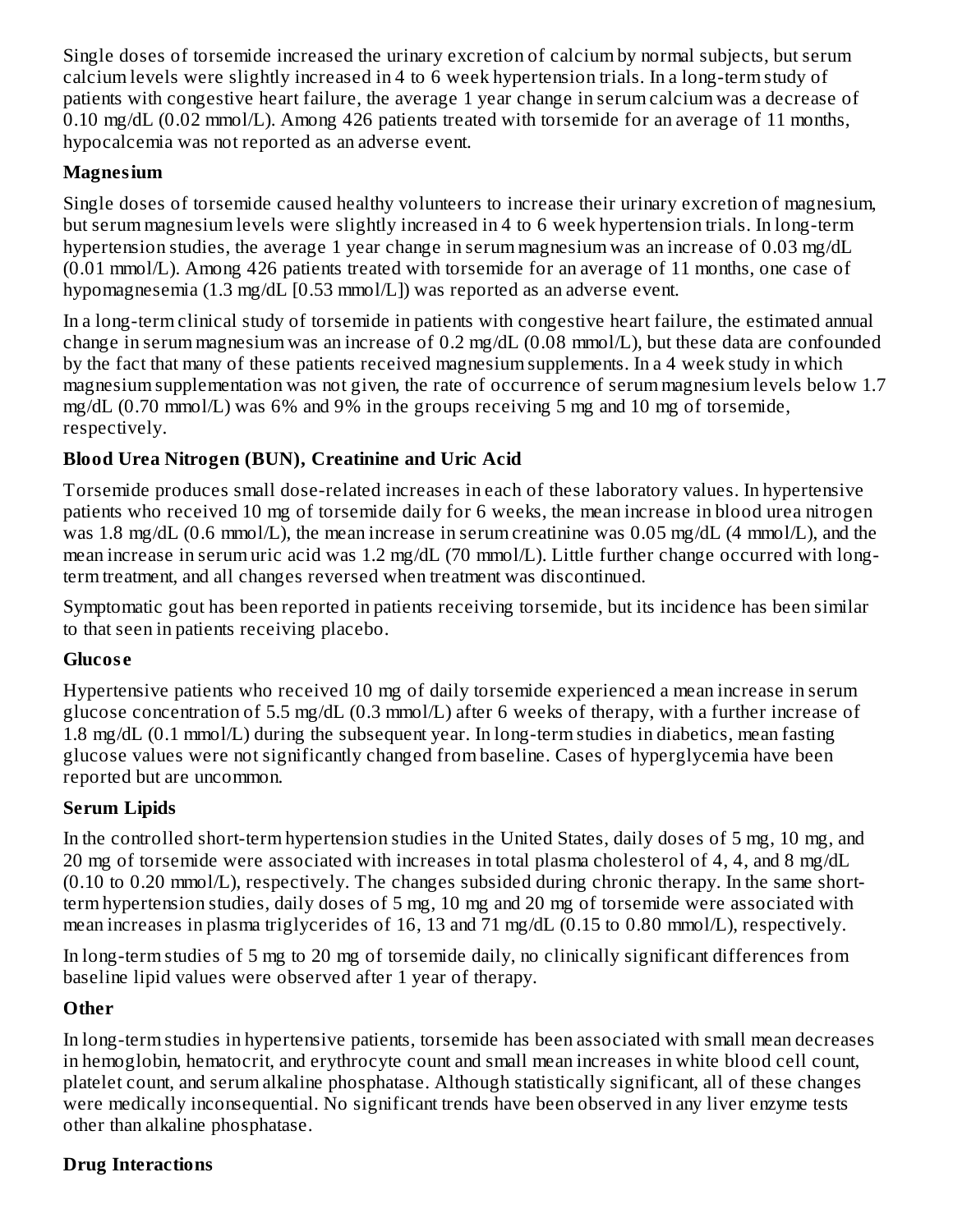Single doses of torsemide increased the urinary excretion of calcium by normal subjects, but serum calcium levels were slightly increased in 4 to 6 week hypertension trials. In a long-term study of patients with congestive heart failure, the average 1 year change in serum calcium was a decrease of 0.10 mg/dL (0.02 mmol/L). Among 426 patients treated with torsemide for an average of 11 months, hypocalcemia was not reported as an adverse event.

**Magnesium**

Single doses of torsemide caused healthy volunteers to increase their urinary excretion of magnesium, but serum magnesium levels were slightly increased in 4 to 6 week hypertension trials. In long-term hypertension studies, the average 1 year change in serum magnesium was an increase of 0.03 mg/dL (0.01 mmol/L). Among 426 patients treated with torsemide for an average of 11 months, one case of hypomagnesemia (1.3 mg/dL [0.53 mmol/L]) was reported as an adverse event.

In a long-term clinical study of torsemide in patients with congestive heart failure, the estimated annual change in serum magnesium was an increase of 0.2 mg/dL (0.08 mmol/L), but these data are confounded by the fact that many of these patients received magnesium supplements. In a 4 week study in which magnesium supplementation was not given, the rate of occurrence of serum magnesium levels below 1.7 mg/dL (0.70 mmol/L) was 6% and 9% in the groups receiving 5 mg and 10 mg of torsemide, respectively.

**Blood Urea Nitrogen (BUN), Creatinine and Uric Acid**

Torsemide produces small dose-related increases in each of these laboratory values. In hypertensive patients who received 10 mg of torsemide daily for 6 weeks, the mean increase in blood urea nitrogen was 1.8 mg/dL (0.6 mmol/L), the mean increase in serum creatinine was 0.05 mg/dL (4 mmol/L), and the mean increase in serum uric acid was 1.2 mg/dL (70 mmol/L). Little further change occurred with long-term treatment, and all changes reversed when treatment was discontinued.

Symptomatic gout has been reported in patients receiving torsemide, but its incidence has been similar to that seen in patients receiving placebo.

**Glucose**

Hypertensive patients who received 10 mg of daily torsemide experienced a mean increase in serum glucose concentration of 5.5 mg/dL (0.3 mmol/L) after 6 weeks of therapy, with a further increase of 1.8 mg/dL (0.1 mmol/L) during the subsequent year. In long-term studies in diabetics, mean fasting glucose values were not significantly changed from baseline. Cases of hyperglycemia have been reported but are uncommon.

**Serum Lipids**

In the controlled short-term hypertension studies in the United States, daily doses of 5 mg, 10 mg, and 20 mg of torsemide were associated with increases in total plasma cholesterol of 4, 4, and 8 mg/dL (0.10 to 0.20 mmol/L), respectively. The changes subsided during chronic therapy. In the same short-term hypertension studies, daily doses of 5 mg, 10 mg and 20 mg of torsemide were associated with mean increases in plasma triglycerides of 16, 13 and 71 mg/dL (0.15 to 0.80 mmol/L), respectively.

In long-term studies of 5 mg to 20 mg of torsemide daily, no clinically significant differences from baseline lipid values were observed after 1 year of therapy.

**Other**

In long-term studies in hypertensive patients, torsemide has been associated with small mean decreases in hemoglobin, hematocrit, and erythrocyte count and small mean increases in white blood cell count, platelet count, and serum alkaline phosphatase. Although statistically significant, all of these changes were medically inconsequential. No significant trends have been observed in any liver enzyme tests other than alkaline phosphatase.

**Drug Interactions**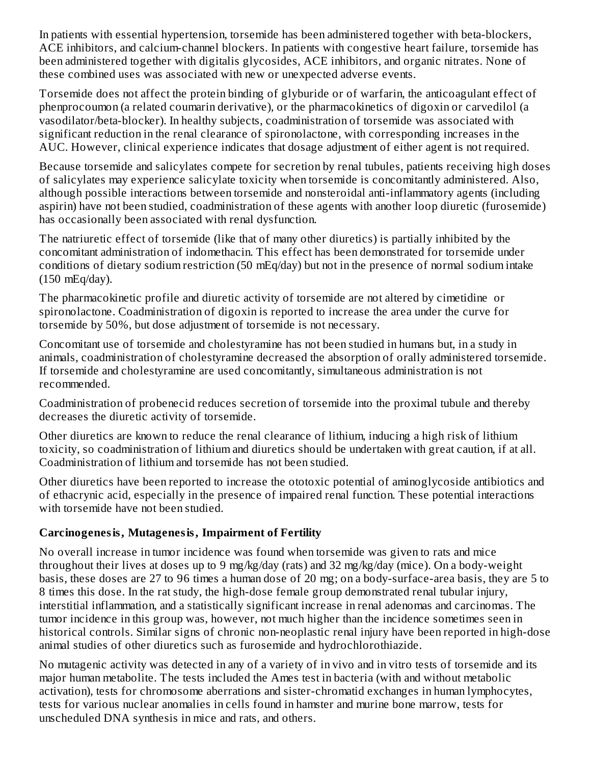In patients with essential hypertension, torsemide has been administered together with beta-blockers, ACE inhibitors, and calcium-channel blockers. In patients with congestive heart failure, torsemide has been administered together with digitalis glycosides, ACE inhibitors, and organic nitrates. None of these combined uses was associated with new or unexpected adverse events.

Torsemide does not affect the protein binding of glyburide or of warfarin, the anticoagulant effect of phenprocoumon (a related coumarin derivative), or the pharmacokinetics of digoxin or carvedilol (a vasodilator/beta-blocker). In healthy subjects, coadministration of torsemide was associated with significant reduction in the renal clearance of spironolactone, with corresponding increases in the AUC. However, clinical experience indicates that dosage adjustment of either agent is not required.

Because torsemide and salicylates compete for secretion by renal tubules, patients receiving high doses of salicylates may experience salicylate toxicity when torsemide is concomitantly administered. Also, although possible interactions between torsemide and nonsteroidal anti-inflammatory agents (including aspirin) have not been studied, coadministration of these agents with another loop diuretic (furosemide) has occasionally been associated with renal dysfunction.

The natriuretic effect of torsemide (like that of many other diuretics) is partially inhibited by the concomitant administration of indomethacin. This effect has been demonstrated for torsemide under conditions of dietary sodium restriction (50 mEq/day) but not in the presence of normal sodium intake (150 mEq/day).

The pharmacokinetic profile and diuretic activity of torsemide are not altered by cimetidine or spironolactone. Coadministration of digoxin is reported to increase the area under the curve for torsemide by 50%, but dose adjustment of torsemide is not necessary.

Concomitant use of torsemide and cholestyramine has not been studied in humans but, in a study in animals, coadministration of cholestyramine decreased the absorption of orally administered torsemide. If torsemide and cholestyramine are used concomitantly, simultaneous administration is not recommended.

Coadministration of probenecid reduces secretion of torsemide into the proximal tubule and thereby decreases the diuretic activity of torsemide.

Other diuretics are known to reduce the renal clearance of lithium, inducing a high risk of lithium toxicity, so coadministration of lithium and diuretics should be undertaken with great caution, if at all. Coadministration of lithium and torsemide has not been studied.

Other diuretics have been reported to increase the ototoxic potential of aminoglycoside antibiotics and of ethacrynic acid, especially in the presence of impaired renal function. These potential interactions with torsemide have not been studied.

**Carcinogenesis, Mutagenesis, Impairment of Fertility**

No overall increase in tumor incidence was found when torsemide was given to rats and mice throughout their lives at doses up to 9 mg/kg/day (rats) and 32 mg/kg/day (mice). On a body-weight basis, these doses are 27 to 96 times a human dose of 20 mg; on a body-surface-area basis, they are 5 to 8 times this dose. In the rat study, the high-dose female group demonstrated renal tubular injury, interstitial inflammation, and a statistically significant increase in renal adenomas and carcinomas. The tumor incidence in this group was, however, not much higher than the incidence sometimes seen in historical controls. Similar signs of chronic non-neoplastic renal injury have been reported in high-dose animal studies of other diuretics such as furosemide and hydrochlorothiazide.

No mutagenic activity was detected in any of a variety of in vivo and in vitro tests of torsemide and its major human metabolite. The tests included the Ames test in bacteria (with and without metabolic activation), tests for chromosome aberrations and sister-chromatid exchanges in human lymphocytes, tests for various nuclear anomalies in cells found in hamster and murine bone marrow, tests for unscheduled DNA synthesis in mice and rats, and others.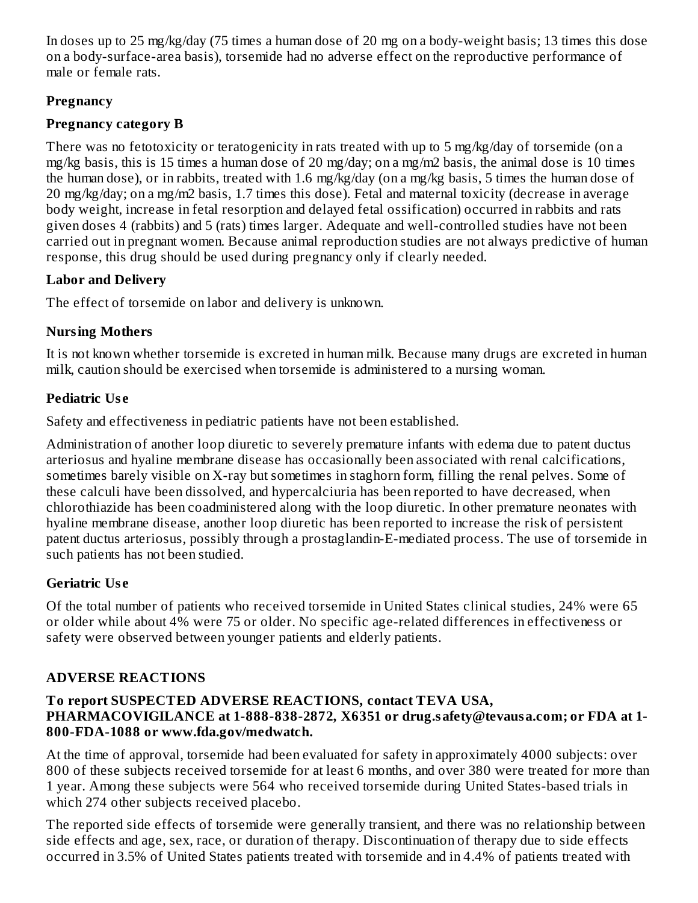In doses up to 25 mg/kg/day (75 times a human dose of 20 mg on a body-weight basis; 13 times this dose on a body-surface-area basis), torsemide had no adverse effect on the reproductive performance of male or female rats.

### Pregnancy

### Pregnancy category B

There was no fetotoxicity or teratogenicity in rats treated with up to 5 mg/kg/day of torsemide (on a mg/kg basis, this is 15 times a human dose of 20 mg/day; on a mg/m2 basis, the animal dose is 10 times the human dose), or in rabbits, treated with 1.6 mg/kg/day (on a mg/kg basis, 5 times the human dose of 20 mg/kg/day; on a mg/m2 basis, 1.7 times this dose). Fetal and maternal toxicity (decrease in average body weight, increase in fetal resorption and delayed fetal ossification) occurred in rabbits and rats given doses 4 (rabbits) and 5 (rats) times larger. Adequate and well-controlled studies have not been carried out in pregnant women. Because animal reproduction studies are not always predictive of human response, this drug should be used during pregnancy only if clearly needed.

### Labor and Delivery

The effect of torsemide on labor and delivery is unknown.

### Nursing Mothers

It is not known whether torsemide is excreted in human milk. Because many drugs are excreted in human milk, caution should be exercised when torsemide is administered to a nursing woman.

### Pediatric Use

Safety and effectiveness in pediatric patients have not been established.

Administration of another loop diuretic to severely premature infants with edema due to patent ductus arteriosus and hyaline membrane disease has occasionally been associated with renal calcifications, sometimes barely visible on X-ray but sometimes in staghorn form, filling the renal pelves. Some of these calculi have been dissolved, and hypercalciuria has been reported to have decreased, when chlorothiazide has been coadministered along with the loop diuretic. In other premature neonates with hyaline membrane disease, another loop diuretic has been reported to increase the risk of persistent patent ductus arteriosus, possibly through a prostaglandin-E-mediated process. The use of torsemide in such patients has not been studied.

### Geriatric Use

Of the total number of patients who received torsemide in United States clinical studies, 24% were 65 or older while about 4% were 75 or older. No specific age-related differences in effectiveness or safety were observed between younger patients and elderly patients.

## ADVERSE REACTIONS

**To report SUSPECTED ADVERSE REACTIONS, contact TEVA USA, PHARMACOVIGILANCE at 1-888-838-2872, X6351 or drug.safety@tevausa.com; or FDA at 1-800-FDA-1088 or www.fda.gov/medwatch.**

At the time of approval, torsemide had been evaluated for safety in approximately 4000 subjects: over 800 of these subjects received torsemide for at least 6 months, and over 380 were treated for more than 1 year. Among these subjects were 564 who received torsemide during United States-based trials in which 274 other subjects received placebo.

The reported side effects of torsemide were generally transient, and there was no relationship between side effects and age, sex, race, or duration of therapy. Discontinuation of therapy due to side effects occurred in 3.5% of United States patients treated with torsemide and in 4.4% of patients treated with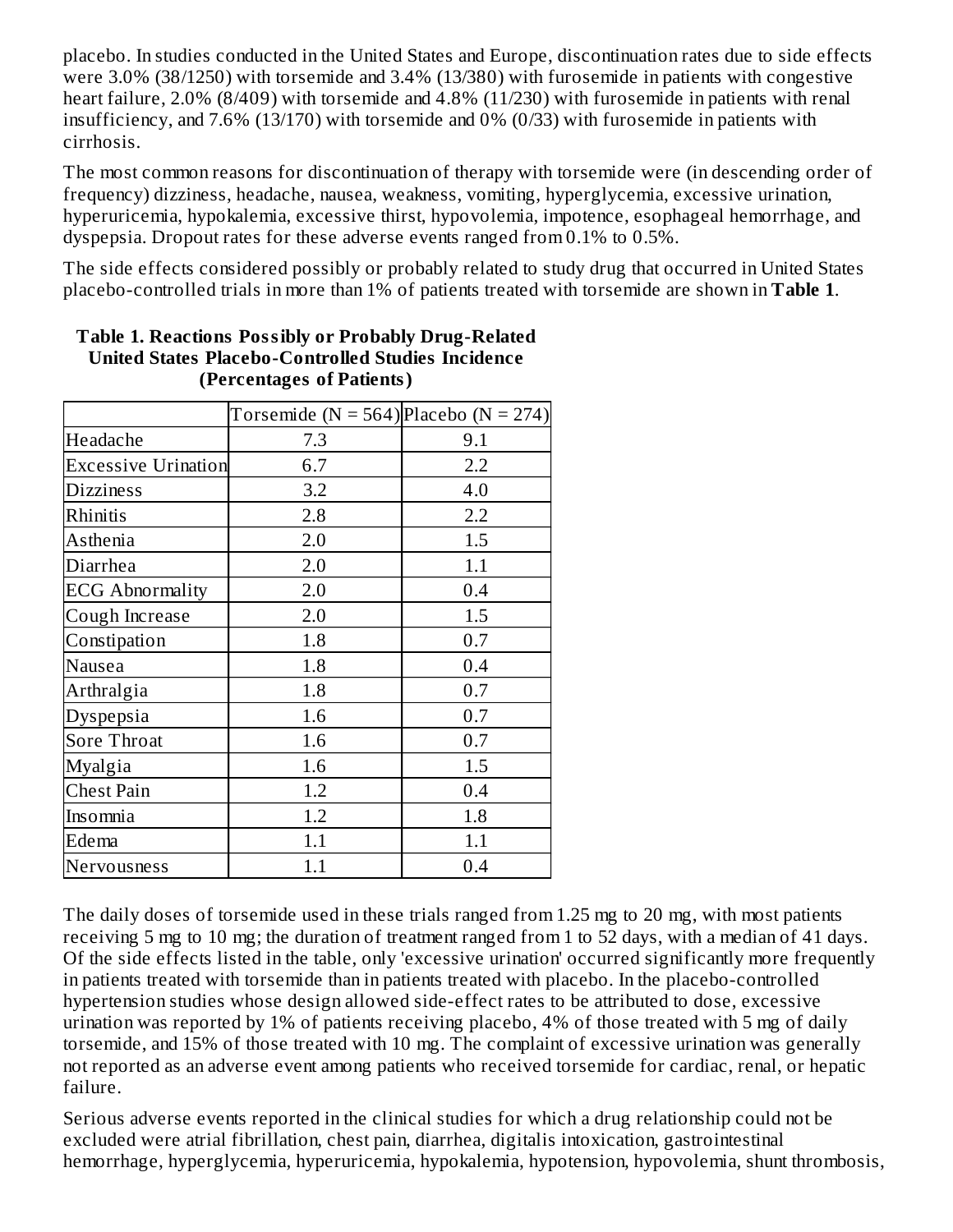placebo. In studies conducted in the United States and Europe, discontinuation rates due to side effects were 3.0% (38/1250) with torsemide and 3.4% (13/380) with furosemide in patients with congestive heart failure, 2.0% (8/409) with torsemide and 4.8% (11/230) with furosemide in patients with renal insufficiency, and 7.6% (13/170) with torsemide and 0% (0/33) with furosemide in patients with cirrhosis.

The most common reasons for discontinuation of therapy with torsemide were (in descending order of frequency) dizziness, headache, nausea, weakness, vomiting, hyperglycemia, excessive urination, hyperuricemia, hypokalemia, excessive thirst, hypovolemia, impotence, esophageal hemorrhage, and dyspepsia. Dropout rates for these adverse events ranged from 0.1% to 0.5%.

The side effects considered possibly or probably related to study drug that occurred in United States placebo-controlled trials in more than 1% of patients treated with torsemide are shown in **Table 1**.

**Table 1. Reactions Possibly or Probably Drug-Related United States Placebo-Controlled Studies Incidence (Percentages of Patients)**

| | Torsemide (N = 564) | Placebo (N = 274) |
|---|---|---|
| Headache | 7.3 | 9.1 |
| Excessive Urination | 6.7 | 2.2 |
| Dizziness | 3.2 | 4.0 |
| Rhinitis | 2.8 | 2.2 |
| Asthenia | 2.0 | 1.5 |
| Diarrhea | 2.0 | 1.1 |
| ECG Abnormality | 2.0 | 0.4 |
| Cough Increase | 2.0 | 1.5 |
| Constipation | 1.8 | 0.7 |
| Nausea | 1.8 | 0.4 |
| Arthralgia | 1.8 | 0.7 |
| Dyspepsia | 1.6 | 0.7 |
| Sore Throat | 1.6 | 0.7 |
| Myalgia | 1.6 | 1.5 |
| Chest Pain | 1.2 | 0.4 |
| Insomnia | 1.2 | 1.8 |
| Edema | 1.1 | 1.1 |
| Nervousness | 1.1 | 0.4 |

The daily doses of torsemide used in these trials ranged from 1.25 mg to 20 mg, with most patients receiving 5 mg to 10 mg; the duration of treatment ranged from 1 to 52 days, with a median of 41 days. Of the side effects listed in the table, only 'excessive urination' occurred significantly more frequently in patients treated with torsemide than in patients treated with placebo. In the placebo-controlled hypertension studies whose design allowed side-effect rates to be attributed to dose, excessive urination was reported by 1% of patients receiving placebo, 4% of those treated with 5 mg of daily torsemide, and 15% of those treated with 10 mg. The complaint of excessive urination was generally not reported as an adverse event among patients who received torsemide for cardiac, renal, or hepatic failure.

Serious adverse events reported in the clinical studies for which a drug relationship could not be excluded were atrial fibrillation, chest pain, diarrhea, digitalis intoxication, gastrointestinal hemorrhage, hyperglycemia, hyperuricemia, hypokalemia, hypotension, hypovolemia, shunt thrombosis,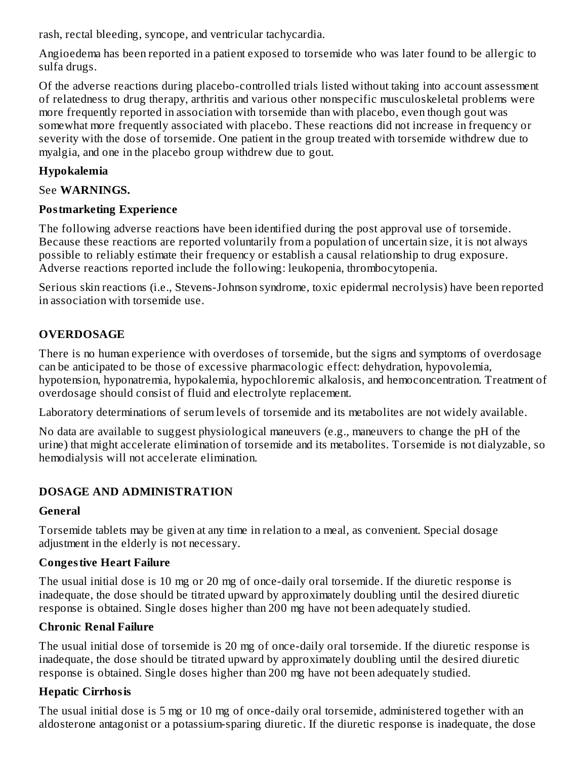rash, rectal bleeding, syncope, and ventricular tachycardia.

Angioedema has been reported in a patient exposed to torsemide who was later found to be allergic to sulfa drugs.

Of the adverse reactions during placebo-controlled trials listed without taking into account assessment of relatedness to drug therapy, arthritis and various other nonspecific musculoskeletal problems were more frequently reported in association with torsemide than with placebo, even though gout was somewhat more frequently associated with placebo. These reactions did not increase in frequency or severity with the dose of torsemide. One patient in the group treated with torsemide withdrew due to myalgia, and one in the placebo group withdrew due to gout.

### Hypokalemia

See **WARNINGS.**

### Postmarketing Experience

The following adverse reactions have been identified during the post approval use of torsemide. Because these reactions are reported voluntarily from a population of uncertain size, it is not always possible to reliably estimate their frequency or establish a causal relationship to drug exposure. Adverse reactions reported include the following: leukopenia, thrombocytopenia.

Serious skin reactions (i.e., Stevens-Johnson syndrome, toxic epidermal necrolysis) have been reported in association with torsemide use.

## OVERDOSAGE

There is no human experience with overdoses of torsemide, but the signs and symptoms of overdosage can be anticipated to be those of excessive pharmacologic effect: dehydration, hypovolemia, hypotension, hyponatremia, hypokalemia, hypochloremic alkalosis, and hemoconcentration. Treatment of overdosage should consist of fluid and electrolyte replacement.

Laboratory determinations of serum levels of torsemide and its metabolites are not widely available.

No data are available to suggest physiological maneuvers (e.g., maneuvers to change the pH of the urine) that might accelerate elimination of torsemide and its metabolites. Torsemide is not dialyzable, so hemodialysis will not accelerate elimination.

## DOSAGE AND ADMINISTRATION

### General

Torsemide tablets may be given at any time in relation to a meal, as convenient. Special dosage adjustment in the elderly is not necessary.

### Congestive Heart Failure

The usual initial dose is 10 mg or 20 mg of once-daily oral torsemide. If the diuretic response is inadequate, the dose should be titrated upward by approximately doubling until the desired diuretic response is obtained. Single doses higher than 200 mg have not been adequately studied.

### Chronic Renal Failure

The usual initial dose of torsemide is 20 mg of once-daily oral torsemide. If the diuretic response is inadequate, the dose should be titrated upward by approximately doubling until the desired diuretic response is obtained. Single doses higher than 200 mg have not been adequately studied.

### Hepatic Cirrhosis

The usual initial dose is 5 mg or 10 mg of once-daily oral torsemide, administered together with an aldosterone antagonist or a potassium-sparing diuretic. If the diuretic response is inadequate, the dose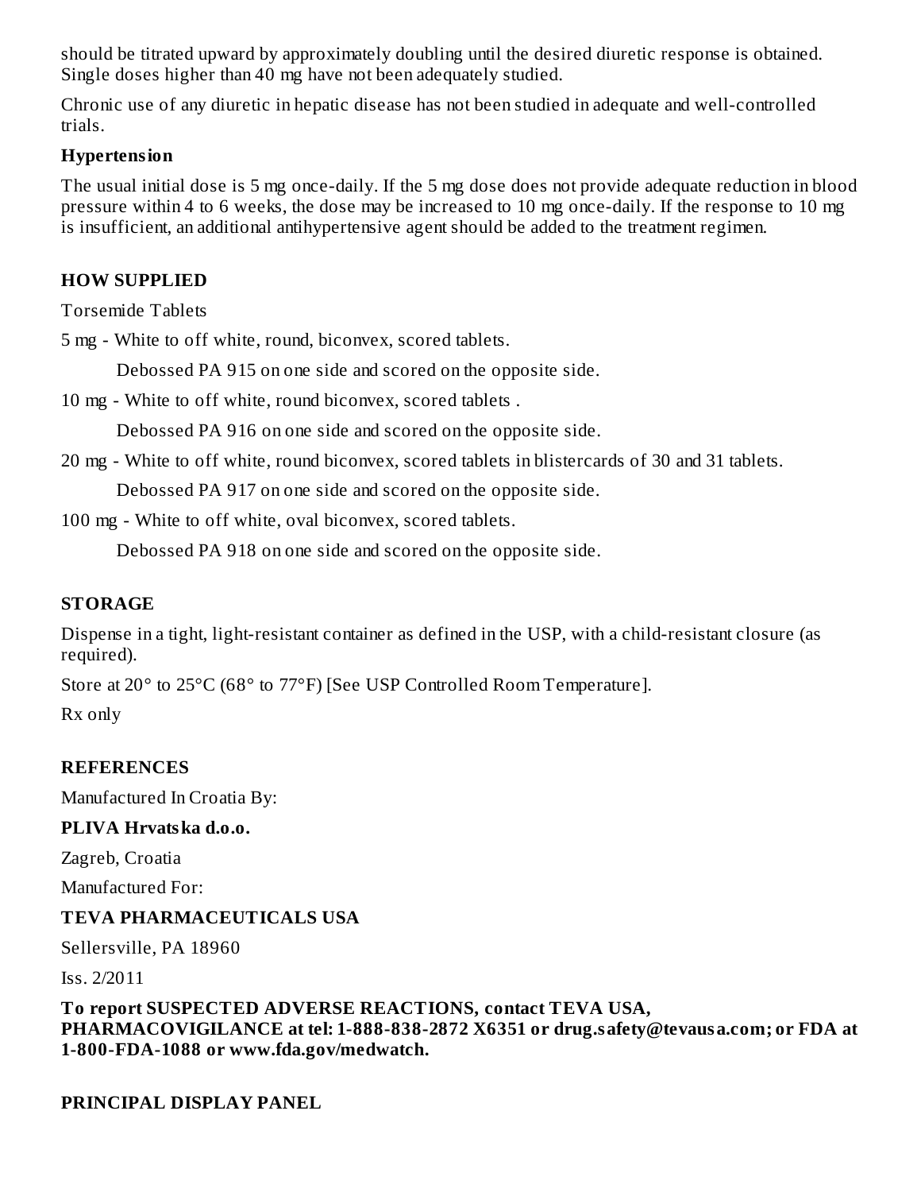should be titrated upward by approximately doubling until the desired diuretic response is obtained. Single doses higher than 40 mg have not been adequately studied.

Chronic use of any diuretic in hepatic disease has not been studied in adequate and well-controlled trials.

### Hypertension

The usual initial dose is 5 mg once-daily. If the 5 mg dose does not provide adequate reduction in blood pressure within 4 to 6 weeks, the dose may be increased to 10 mg once-daily. If the response to 10 mg is insufficient, an additional antihypertensive agent should be added to the treatment regimen.

## HOW SUPPLIED

Torsemide Tablets

5 mg - White to off white, round, biconvex, scored tablets.

Debossed PA 915 on one side and scored on the opposite side.

10 mg - White to off white, round biconvex, scored tablets .

Debossed PA 916 on one side and scored on the opposite side.

20 mg - White to off white, round biconvex, scored tablets in blistercards of 30 and 31 tablets.

Debossed PA 917 on one side and scored on the opposite side.

100 mg - White to off white, oval biconvex, scored tablets.

Debossed PA 918 on one side and scored on the opposite side.

## STORAGE

Dispense in a tight, light-resistant container as defined in the USP, with a child-resistant closure (as required).

Store at 20° to 25°C (68° to 77°F) [See USP Controlled Room Temperature].

Rx only

## REFERENCES

Manufactured In Croatia By:

**PLIVA Hrvatska d.o.o.**

Zagreb, Croatia

Manufactured For:

**TEVA PHARMACEUTICALS USA**

Sellersville, PA 18960

Iss. 2/2011

**To report SUSPECTED ADVERSE REACTIONS, contact TEVA USA, PHARMACOVIGILANCE at tel: 1-888-838-2872 X6351 or drug.safety@tevausa.com; or FDA at 1-800-FDA-1088 or www.fda.gov/medwatch.**

## PRINCIPAL DISPLAY PANEL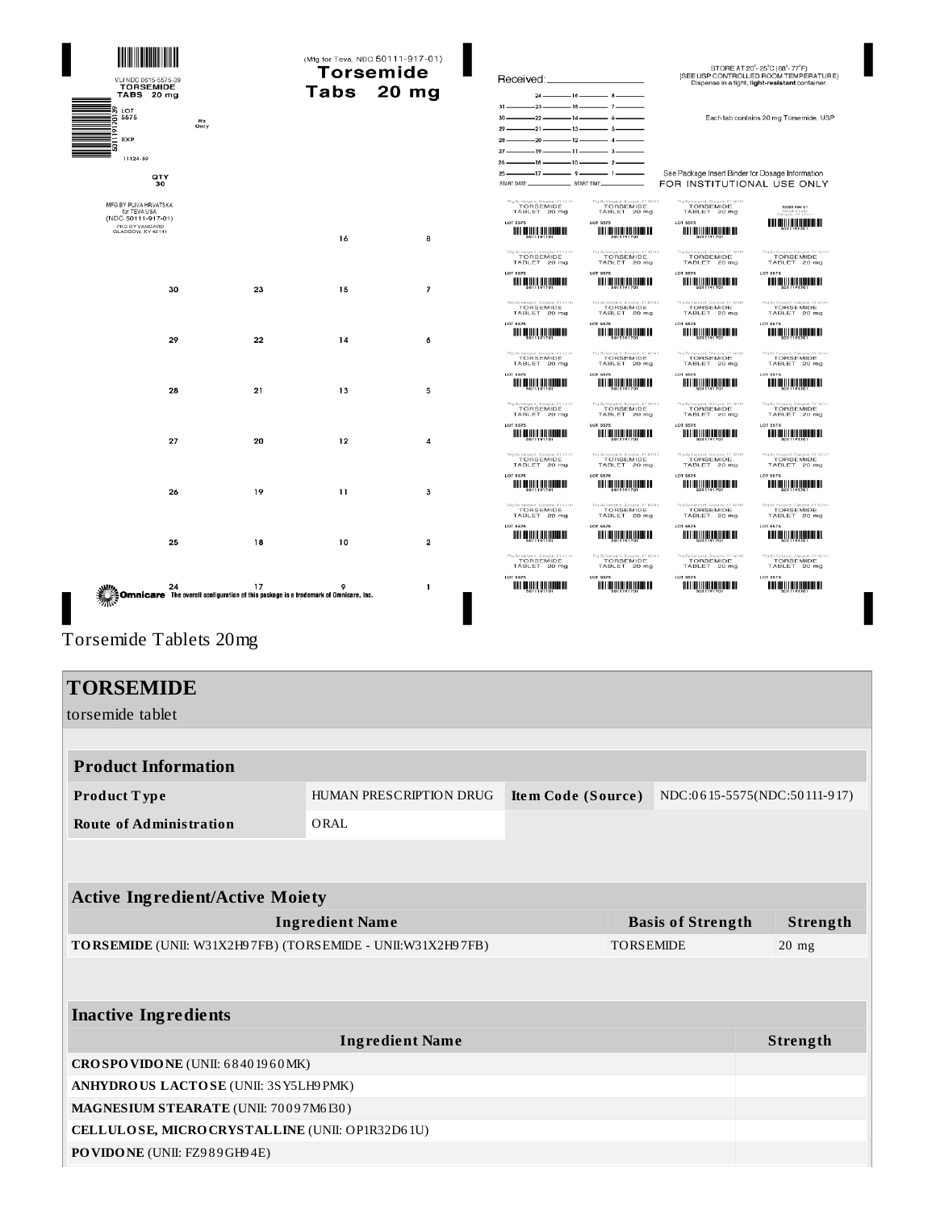VLI NDC 0615-5575-39
TORSEMIDE
TABS 20 mg

LOT 5575

EXP

11124-39

Rx Only

QTY 30

MFG BY PLIVA HRVATSKA for TEVA USA (NDC 50111-917-01) PKG BY VANGARD GLASGOW, KY 42141

(Mfg for Teva. NDC 50111-917-01)
**Torsemide Tabs 20 mg**

Received: ______________

START DATE ________ START TIME ________

STORE AT 20°-25°C (68°-77°F) [SEE USP CONTROLLED ROOM TEMPERATURE] Dispense in a tight, **light-resistant** container.

Each tab contains 20 mg Torsemide, USP

See Package Insert Binder for Dosage Information
FOR INSTITUTIONAL USE ONLY

Pkg By Vangard, Glasgow, KY 42141
TORSEMIDE TABLET 20 mg
LOT 5575

Omnicare The overall configuration of this package is a trademark of Omnicare, Inc.

Torsemide Tablets 20mg

# TORSEMIDE

torsemide tablet

| Product Information | | | |
|---|---|---|---|
| **Product Type** | HUMAN PRESCRIPTION DRUG | **Item Code (Source)** | NDC:0615-5575(NDC:50111-917) |
| **Route of Administration** | ORAL | | |

| Active Ingredient/Active Moiety | | |
|---|---|---|
| **Ingredient Name** | **Basis of Strength** | **Strength** |
| **TORSEMIDE** (UNII: W31X2H97FB) (TORSEMIDE - UNII:W31X2H97FB) | TORSEMIDE | 20 mg |

| Inactive Ingredients | |
|---|---|
| **Ingredient Name** | **Strength** |
| **CROSPOVIDONE** (UNII: 68401960MK) | |
| **ANHYDROUS LACTOSE** (UNII: 3SY5LH9PMK) | |
| **MAGNESIUM STEARATE** (UNII: 70097M6I30) | |
| **CELLULOSE, MICROCRYSTALLINE** (UNII: OP1R32D61U) | |
| **POVIDONE** (UNII: FZ989GH94E) | |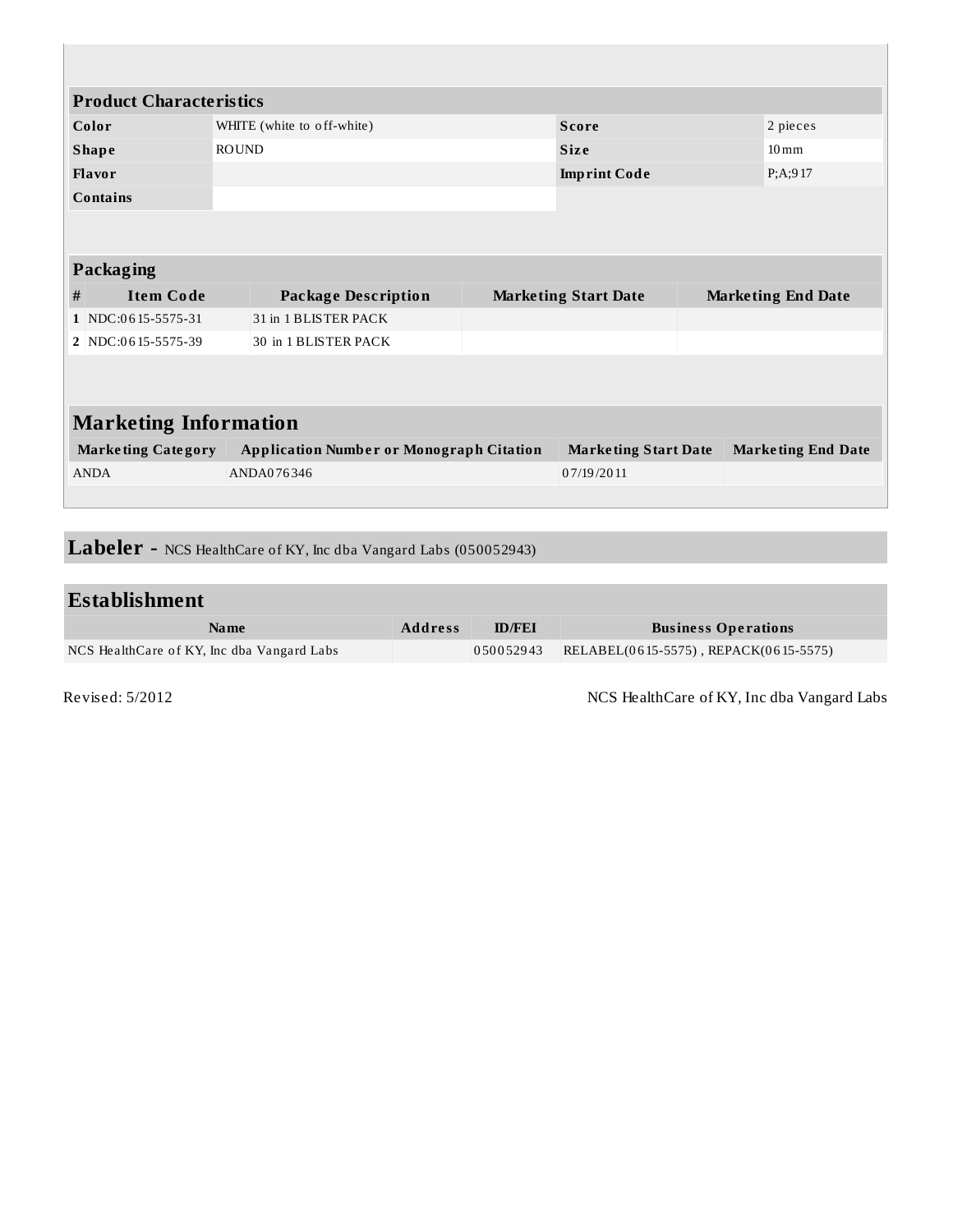| Product Characteristics | | | |
|---|---|---|---|
| **Color** | WHITE (white to off-white) | **Score** | 2 pieces |
| **Shape** | ROUND | **Size** | 10mm |
| **Flavor** | | **Imprint Code** | P;A;917 |
| **Contains** | | | |

**Packaging**

| # | Item Code | Package Description | Marketing Start Date | Marketing End Date |
|---|---|---|---|---|
| 1 | NDC:0615-5575-31 | 31 in 1 BLISTER PACK | | |
| 2 | NDC:0615-5575-39 | 30 in 1 BLISTER PACK | | |

## Marketing Information

| Marketing Category | Application Number or Monograph Citation | Marketing Start Date | Marketing End Date |
|---|---|---|---|
| ANDA | ANDA076346 | 07/19/2011 | |

## Labeler - NCS HealthCare of KY, Inc dba Vangard Labs (050052943)

## Establishment

| Name | Address | ID/FEI | Business Operations |
|---|---|---|---|
| NCS HealthCare of KY, Inc dba Vangard Labs | | 050052943 | RELABEL(0615-5575) , REPACK(0615-5575) |

Revised: 5/2012

NCS HealthCare of KY, Inc dba Vangard Labs